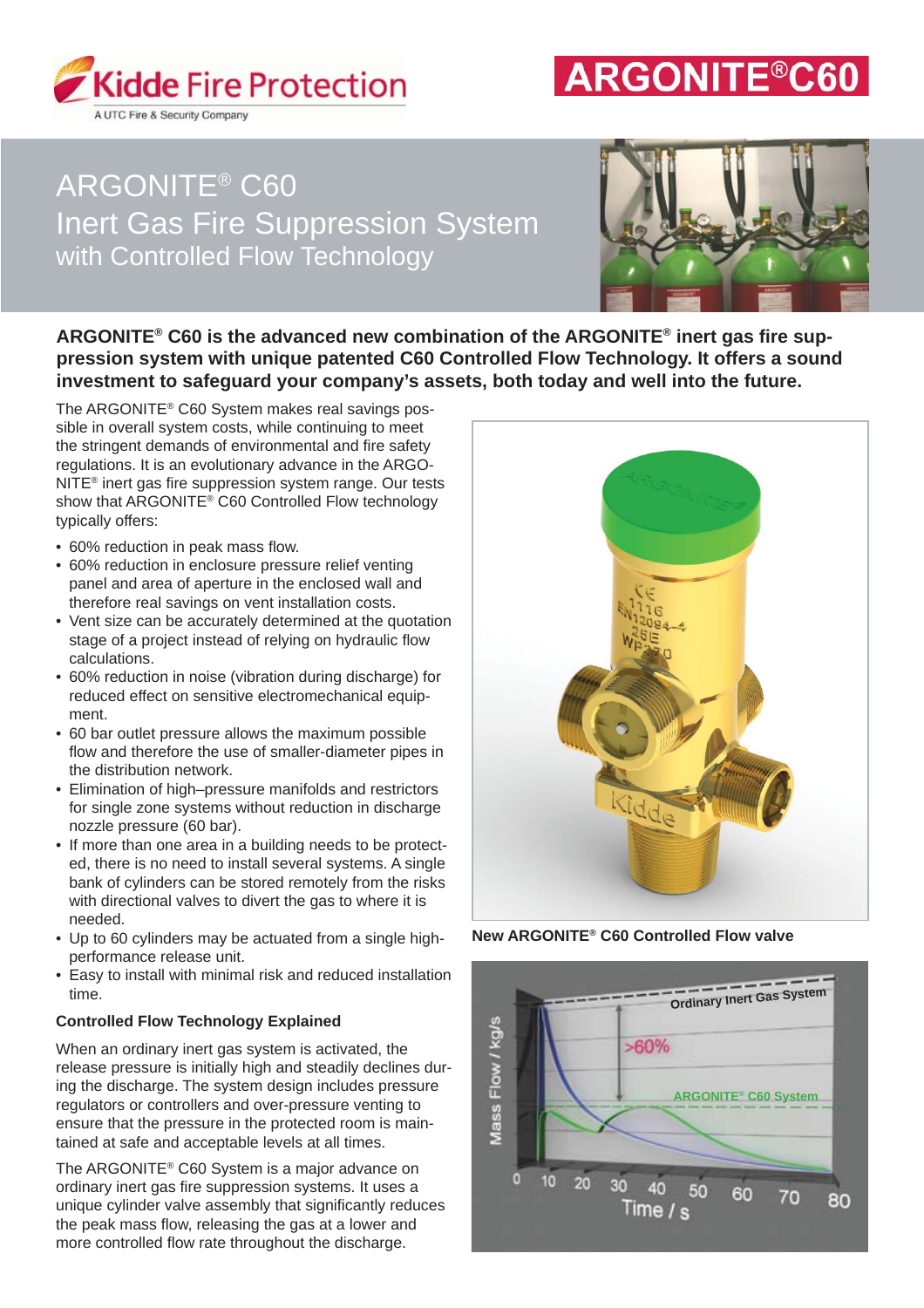Kidde Fire Protection

A UTC Fire & Security Company

ARGONITE®C60

# ARGONITE® C60 Inert Gas Fire Suppression System with Controlled Flow Technology

**ARGONITE® C60 is the advanced new combination of the ARGONITE® inert gas fire suppression system with unique patented C60 Controlled Flow Technology. It offers a sound investment to safeguard your company's assets, both today and well into the future.**

The ARGONITE® C60 System makes real savings possible in overall system costs, while continuing to meet the stringent demands of environmental and fire safety regulations. It is an evolutionary advance in the ARGONITE® inert gas fire suppression system range. Our tests show that ARGONITE® C60 Controlled Flow technology typically offers:

- 60% reduction in peak mass flow.
- 60% reduction in enclosure pressure relief venting panel and area of aperture in the enclosed wall and therefore real savings on vent installation costs.
- Vent size can be accurately determined at the quotation stage of a project instead of relying on hydraulic flow calculations.
- 60% reduction in noise (vibration during discharge) for reduced effect on sensitive electromechanical equipment.
- 60 bar outlet pressure allows the maximum possible flow and therefore the use of smaller-diameter pipes in the distribution network.
- Elimination of high–pressure manifolds and restrictors for single zone systems without reduction in discharge nozzle pressure (60 bar).
- If more than one area in a building needs to be protected, there is no need to install several systems. A single bank of cylinders can be stored remotely from the risks with directional valves to divert the gas to where it is needed.
- Up to 60 cylinders may be actuated from a single high-performance release unit.
- Easy to install with minimal risk and reduced installation time.

### Controlled Flow Technology Explained

When an ordinary inert gas system is activated, the release pressure is initially high and steadily declines during the discharge. The system design includes pressure regulators or controllers and over-pressure venting to ensure that the pressure in the protected room is maintained at safe and acceptable levels at all times.

The ARGONITE® C60 System is a major advance on ordinary inert gas fire suppression systems. It uses a unique cylinder valve assembly that significantly reduces the peak mass flow, releasing the gas at a lower and more controlled flow rate throughout the discharge.

**New ARGONITE® C60 Controlled Flow valve**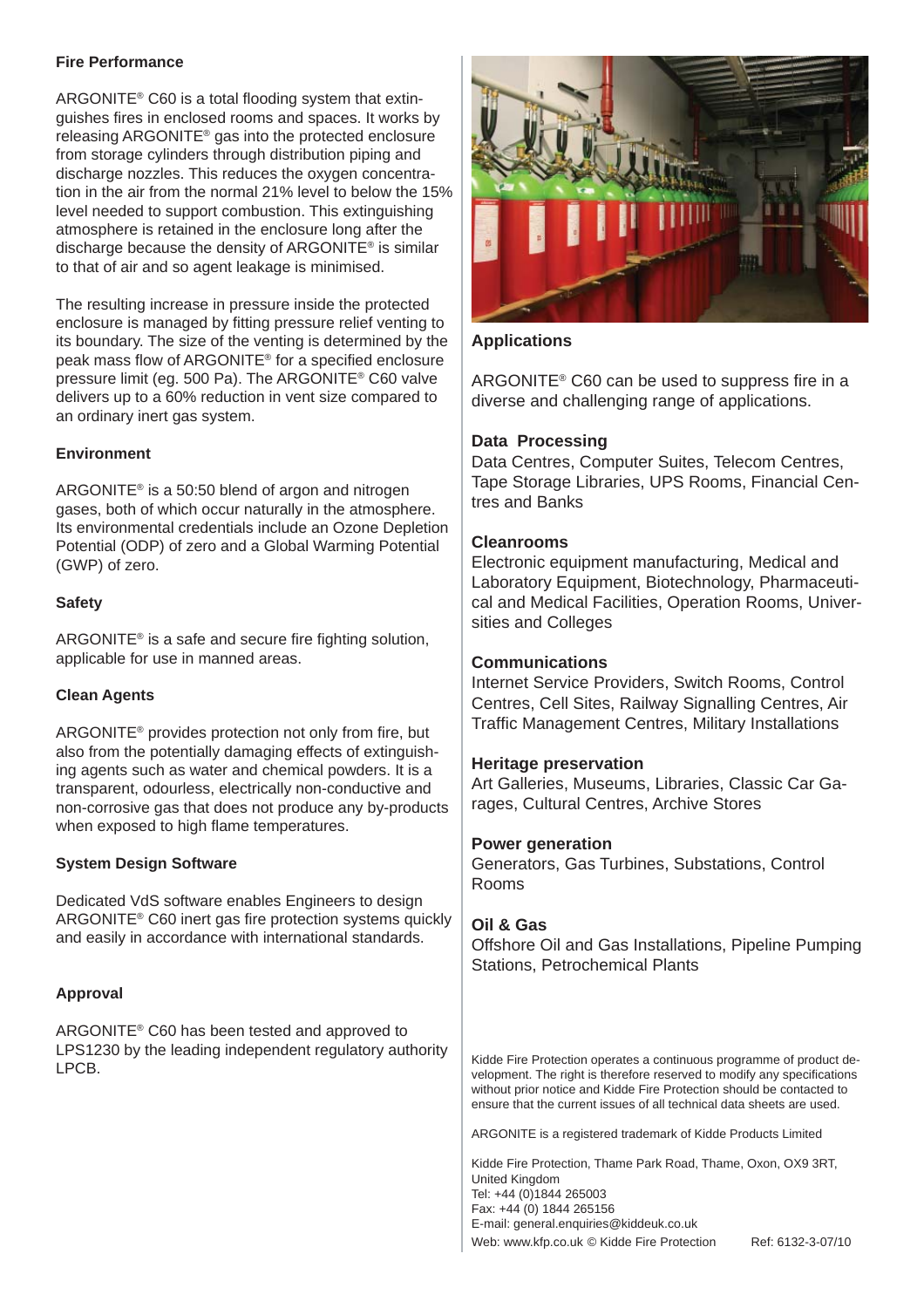## Fire Performance

ARGONITE® C60 is a total flooding system that extinguishes fires in enclosed rooms and spaces. It works by releasing ARGONITE® gas into the protected enclosure from storage cylinders through distribution piping and discharge nozzles. This reduces the oxygen concentration in the air from the normal 21% level to below the 15% level needed to support combustion. This extinguishing atmosphere is retained in the enclosure long after the discharge because the density of ARGONITE® is similar to that of air and so agent leakage is minimised.

The resulting increase in pressure inside the protected enclosure is managed by fitting pressure relief venting to its boundary. The size of the venting is determined by the peak mass flow of ARGONITE® for a specified enclosure pressure limit (eg. 500 Pa). The ARGONITE® C60 valve delivers up to a 60% reduction in vent size compared to an ordinary inert gas system.

## Environment

ARGONITE® is a 50:50 blend of argon and nitrogen gases, both of which occur naturally in the atmosphere. Its environmental credentials include an Ozone Depletion Potential (ODP) of zero and a Global Warming Potential (GWP) of zero.

## Safety

ARGONITE® is a safe and secure fire fighting solution, applicable for use in manned areas.

## Clean Agents

ARGONITE® provides protection not only from fire, but also from the potentially damaging effects of extinguishing agents such as water and chemical powders. It is a transparent, odourless, electrically non-conductive and non-corrosive gas that does not produce any by-products when exposed to high flame temperatures.

## System Design Software

Dedicated VdS software enables Engineers to design ARGONITE® C60 inert gas fire protection systems quickly and easily in accordance with international standards.

## Approval

ARGONITE® C60 has been tested and approved to LPS1230 by the leading independent regulatory authority LPCB.

## Applications

ARGONITE® C60 can be used to suppress fire in a diverse and challenging range of applications.

### Data Processing

Data Centres, Computer Suites, Telecom Centres, Tape Storage Libraries, UPS Rooms, Financial Centres and Banks

### Cleanrooms

Electronic equipment manufacturing, Medical and Laboratory Equipment, Biotechnology, Pharmaceutical and Medical Facilities, Operation Rooms, Universities and Colleges

### Communications

Internet Service Providers, Switch Rooms, Control Centres, Cell Sites, Railway Signalling Centres, Air Traffic Management Centres, Military Installations

### Heritage preservation

Art Galleries, Museums, Libraries, Classic Car Garages, Cultural Centres, Archive Stores

### Power generation

Generators, Gas Turbines, Substations, Control Rooms

### Oil & Gas

Offshore Oil and Gas Installations, Pipeline Pumping Stations, Petrochemical Plants

Kidde Fire Protection operates a continuous programme of product development. The right is therefore reserved to modify any specifications without prior notice and Kidde Fire Protection should be contacted to ensure that the current issues of all technical data sheets are used.

ARGONITE is a registered trademark of Kidde Products Limited

Kidde Fire Protection, Thame Park Road, Thame, Oxon, OX9 3RT, United Kingdom
Tel: +44 (0)1844 265003
Fax: +44 (0) 1844 265156
E-mail: general.enquiries@kiddeuk.co.uk
Web: www.kfp.co.uk © Kidde Fire Protection Ref: 6132-3-07/10